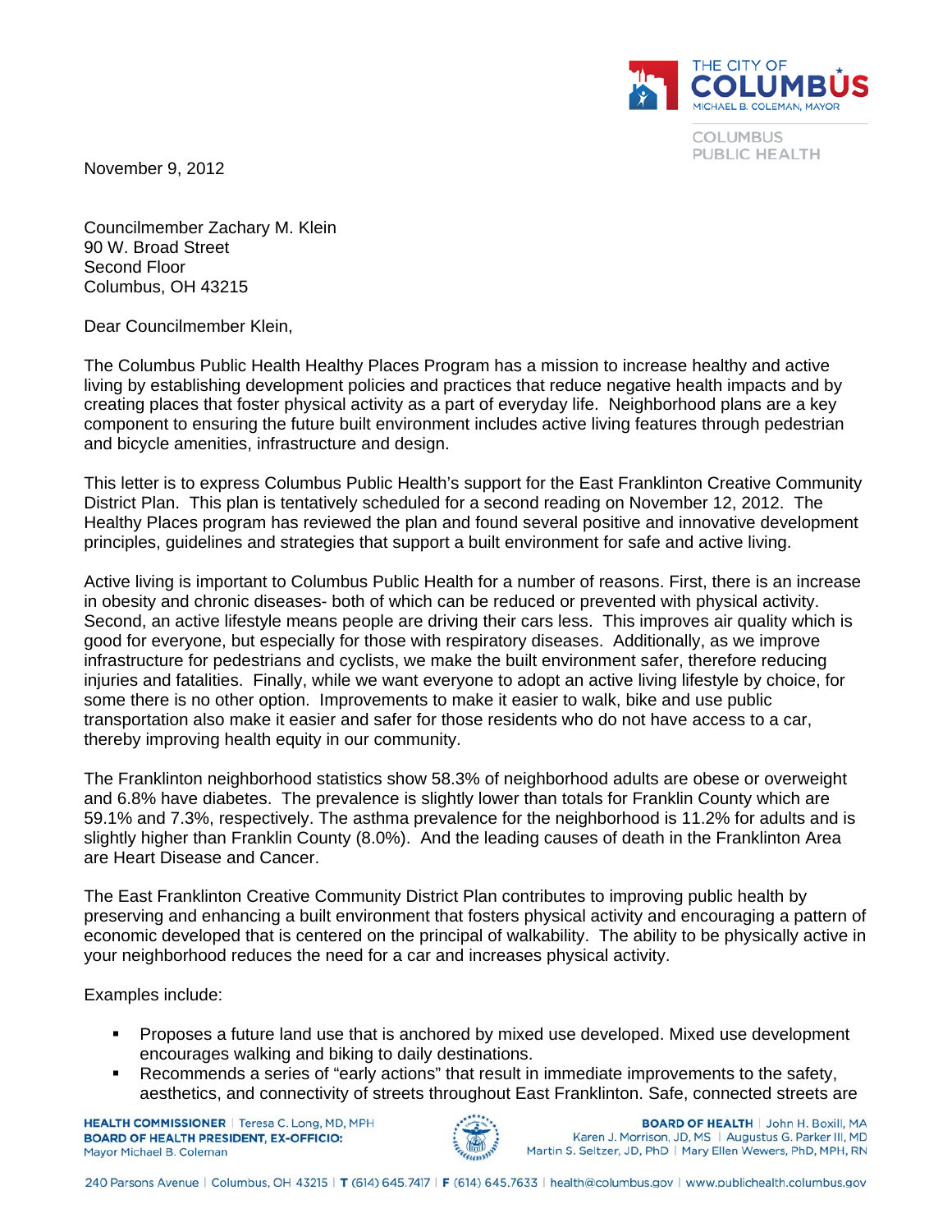THE CITY OF COLUMBUS
MICHAEL B. COLEMAN, MAYOR

COLUMBUS PUBLIC HEALTH

November 9, 2012

Councilmember Zachary M. Klein
90 W. Broad Street
Second Floor
Columbus, OH 43215

Dear Councilmember Klein,

The Columbus Public Health Healthy Places Program has a mission to increase healthy and active living by establishing development policies and practices that reduce negative health impacts and by creating places that foster physical activity as a part of everyday life. Neighborhood plans are a key component to ensuring the future built environment includes active living features through pedestrian and bicycle amenities, infrastructure and design.

This letter is to express Columbus Public Health's support for the East Franklinton Creative Community District Plan. This plan is tentatively scheduled for a second reading on November 12, 2012. The Healthy Places program has reviewed the plan and found several positive and innovative development principles, guidelines and strategies that support a built environment for safe and active living.

Active living is important to Columbus Public Health for a number of reasons. First, there is an increase in obesity and chronic diseases- both of which can be reduced or prevented with physical activity. Second, an active lifestyle means people are driving their cars less. This improves air quality which is good for everyone, but especially for those with respiratory diseases. Additionally, as we improve infrastructure for pedestrians and cyclists, we make the built environment safer, therefore reducing injuries and fatalities. Finally, while we want everyone to adopt an active living lifestyle by choice, for some there is no other option. Improvements to make it easier to walk, bike and use public transportation also make it easier and safer for those residents who do not have access to a car, thereby improving health equity in our community.

The Franklinton neighborhood statistics show 58.3% of neighborhood adults are obese or overweight and 6.8% have diabetes. The prevalence is slightly lower than totals for Franklin County which are 59.1% and 7.3%, respectively. The asthma prevalence for the neighborhood is 11.2% for adults and is slightly higher than Franklin County (8.0%). And the leading causes of death in the Franklinton Area are Heart Disease and Cancer.

The East Franklinton Creative Community District Plan contributes to improving public health by preserving and enhancing a built environment that fosters physical activity and encouraging a pattern of economic developed that is centered on the principal of walkability. The ability to be physically active in your neighborhood reduces the need for a car and increases physical activity.

Examples include:

- Proposes a future land use that is anchored by mixed use developed. Mixed use development encourages walking and biking to daily destinations.
- Recommends a series of "early actions" that result in immediate improvements to the safety, aesthetics, and connectivity of streets throughout East Franklinton. Safe, connected streets are

**HEALTH COMMISSIONER** | Teresa C. Long, MD, MPH
**BOARD OF HEALTH PRESIDENT, EX-OFFICIO:** Mayor Michael B. Coleman

**BOARD OF HEALTH** | John H. Boxill, MA
Karen J. Morrison, JD, MS | Augustus G. Parker III, MD
Martin S. Seltzer, JD, PhD | Mary Ellen Wewers, PhD, MPH, RN

240 Parsons Avenue | Columbus, OH 43215 | T (614) 645.7417 | F (614) 645.7633 | health@columbus.gov | www.publichealth.columbus.gov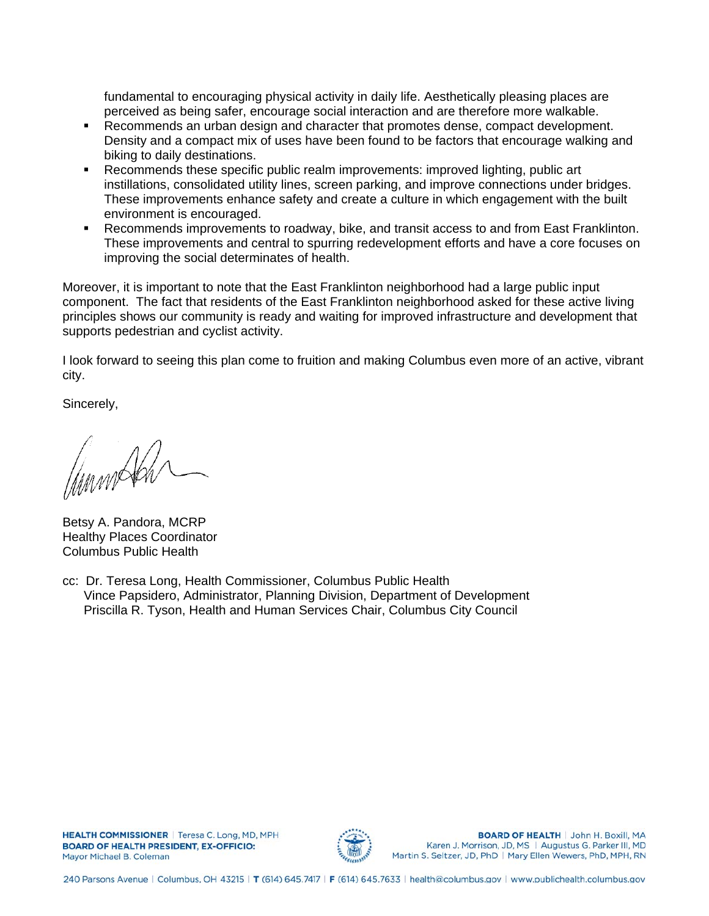fundamental to encouraging physical activity in daily life. Aesthetically pleasing places are perceived as being safer, encourage social interaction and are therefore more walkable.

- Recommends an urban design and character that promotes dense, compact development. Density and a compact mix of uses have been found to be factors that encourage walking and biking to daily destinations.
- Recommends these specific public realm improvements: improved lighting, public art instillations, consolidated utility lines, screen parking, and improve connections under bridges. These improvements enhance safety and create a culture in which engagement with the built environment is encouraged.
- Recommends improvements to roadway, bike, and transit access to and from East Franklinton. These improvements and central to spurring redevelopment efforts and have a core focuses on improving the social determinates of health.

Moreover, it is important to note that the East Franklinton neighborhood had a large public input component. The fact that residents of the East Franklinton neighborhood asked for these active living principles shows our community is ready and waiting for improved infrastructure and development that supports pedestrian and cyclist activity.

I look forward to seeing this plan come to fruition and making Columbus even more of an active, vibrant city.

Sincerely,

Betsy A. Pandora, MCRP
Healthy Places Coordinator
Columbus Public Health

cc: Dr. Teresa Long, Health Commissioner, Columbus Public Health
Vince Papsidero, Administrator, Planning Division, Department of Development
Priscilla R. Tyson, Health and Human Services Chair, Columbus City Council

**HEALTH COMMISSIONER** | Teresa C. Long, MD, MPH
**BOARD OF HEALTH PRESIDENT, EX-OFFICIO:**
Mayor Michael B. Coleman

**BOARD OF HEALTH** | John H. Boxill, MA
Karen J. Morrison, JD, MS | Augustus G. Parker III, MD
Martin S. Seltzer, JD, PhD | Mary Ellen Wewers, PhD, MPH, RN

240 Parsons Avenue | Columbus, OH 43215 | **T** (614) 645.7417 | **F** (614) 645.7633 | health@columbus.gov | www.publichealth.columbus.gov